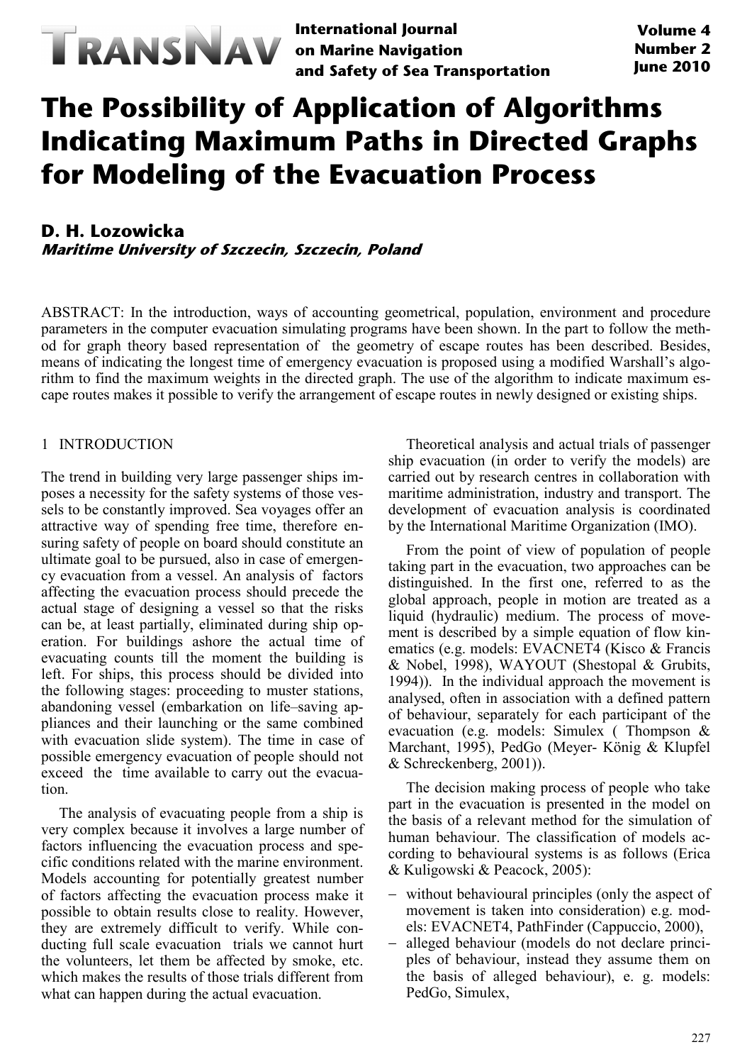# The Possibility of Application of Algorithms Indicating Maximum Paths in Directed Graphs for Modeling of the Evacuation Process

**D. H. Lozowicka**
***Maritime University of Szczecin, Szczecin, Poland***

ABSTRACT: In the introduction, ways of accounting geometrical, population, environment and procedure parameters in the computer evacuation simulating programs have been shown. In the part to follow the method for graph theory based representation of the geometry of escape routes has been described. Besides, means of indicating the longest time of emergency evacuation is proposed using a modified Warshall's algorithm to find the maximum weights in the directed graph. The use of the algorithm to indicate maximum escape routes makes it possible to verify the arrangement of escape routes in newly designed or existing ships.

## 1 INTRODUCTION

The trend in building very large passenger ships imposes a necessity for the safety systems of those vessels to be constantly improved. Sea voyages offer an attractive way of spending free time, therefore ensuring safety of people on board should constitute an ultimate goal to be pursued, also in case of emergency evacuation from a vessel. An analysis of factors affecting the evacuation process should precede the actual stage of designing a vessel so that the risks can be, at least partially, eliminated during ship operation. For buildings ashore the actual time of evacuating counts till the moment the building is left. For ships, this process should be divided into the following stages: proceeding to muster stations, abandoning vessel (embarkation on life–saving appliances and their launching or the same combined with evacuation slide system). The time in case of possible emergency evacuation of people should not exceed the time available to carry out the evacuation.

The analysis of evacuating people from a ship is very complex because it involves a large number of factors influencing the evacuation process and specific conditions related with the marine environment. Models accounting for potentially greatest number of factors affecting the evacuation process make it possible to obtain results close to reality. However, they are extremely difficult to verify. While conducting full scale evacuation trials we cannot hurt the volunteers, let them be affected by smoke, etc. which makes the results of those trials different from what can happen during the actual evacuation.

Theoretical analysis and actual trials of passenger ship evacuation (in order to verify the models) are carried out by research centres in collaboration with maritime administration, industry and transport. The development of evacuation analysis is coordinated by the International Maritime Organization (IMO).

From the point of view of population of people taking part in the evacuation, two approaches can be distinguished. In the first one, referred to as the global approach, people in motion are treated as a liquid (hydraulic) medium. The process of movement is described by a simple equation of flow kinematics (e.g. models: EVACNET4 (Kisco & Francis & Nobel, 1998), WAYOUT (Shestopal & Grubits, 1994)). In the individual approach the movement is analysed, often in association with a defined pattern of behaviour, separately for each participant of the evacuation (e.g. models: Simulex ( Thompson & Marchant, 1995), PedGo (Meyer- König & Klupfel & Schreckenberg, 2001)).

The decision making process of people who take part in the evacuation is presented in the model on the basis of a relevant method for the simulation of human behaviour. The classification of models according to behavioural systems is as follows (Erica & Kuligowski & Peacock, 2005):

- without behavioural principles (only the aspect of movement is taken into consideration) e.g. models: EVACNET4, PathFinder (Cappuccio, 2000),
- alleged behaviour (models do not declare principles of behaviour, instead they assume them on the basis of alleged behaviour), e. g. models: PedGo, Simulex,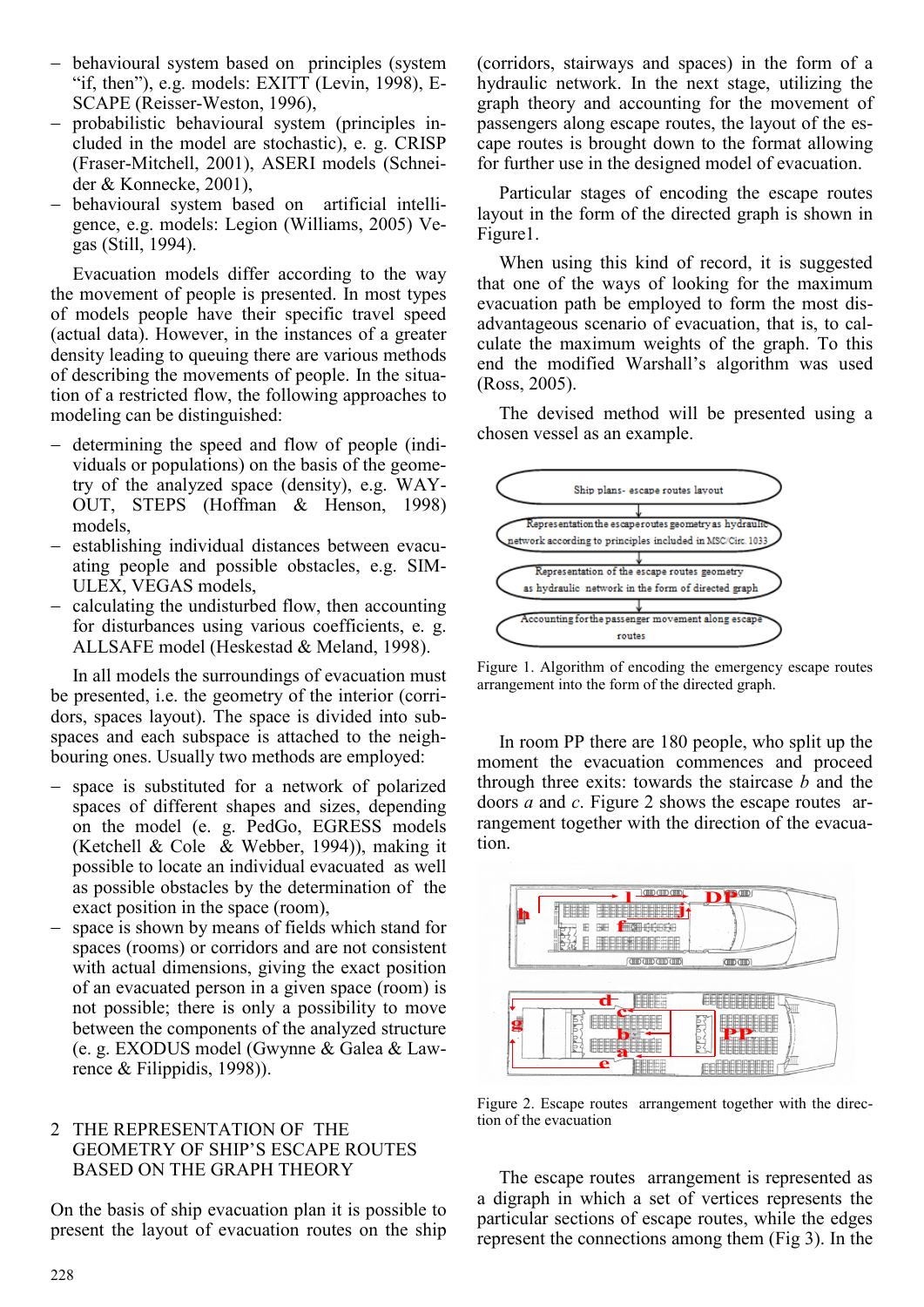- behavioural system based on principles (system "if, then"), e.g. models: EXITT (Levin, 1998), E-SCAPE (Reisser-Weston, 1996),
- probabilistic behavioural system (principles included in the model are stochastic), e. g. CRISP (Fraser-Mitchell, 2001), ASERI models (Schneider & Konnecke, 2001),
- behavioural system based on artificial intelligence, e.g. models: Legion (Williams, 2005) Vegas (Still, 1994).

Evacuation models differ according to the way the movement of people is presented. In most types of models people have their specific travel speed (actual data). However, in the instances of a greater density leading to queuing there are various methods of describing the movements of people. In the situation of a restricted flow, the following approaches to modeling can be distinguished:

- determining the speed and flow of people (individuals or populations) on the basis of the geometry of the analyzed space (density), e.g. WAYOUT, STEPS (Hoffman & Henson, 1998) models,
- establishing individual distances between evacuating people and possible obstacles, e.g. SIMULEX, VEGAS models,
- calculating the undisturbed flow, then accounting for disturbances using various coefficients, e. g. ALLSAFE model (Heskestad & Meland, 1998).

In all models the surroundings of evacuation must be presented, i.e. the geometry of the interior (corridors, spaces layout). The space is divided into subspaces and each subspace is attached to the neighbouring ones. Usually two methods are employed:

- space is substituted for a network of polarized spaces of different shapes and sizes, depending on the model (e. g. PedGo, EGRESS models (Ketchell & Cole & Webber, 1994)), making it possible to locate an individual evacuated as well as possible obstacles by the determination of the exact position in the space (room),
- space is shown by means of fields which stand for spaces (rooms) or corridors and are not consistent with actual dimensions, giving the exact position of an evacuated person in a given space (room) is not possible; there is only a possibility to move between the components of the analyzed structure (e. g. EXODUS model (Gwynne & Galea & Lawrence & Filippidis, 1998)).

## 2 THE REPRESENTATION OF THE GEOMETRY OF SHIP'S ESCAPE ROUTES BASED ON THE GRAPH THEORY

On the basis of ship evacuation plan it is possible to present the layout of evacuation routes on the ship (corridors, stairways and spaces) in the form of a hydraulic network. In the next stage, utilizing the graph theory and accounting for the movement of passengers along escape routes, the layout of the escape routes is brought down to the format allowing for further use in the designed model of evacuation.

Particular stages of encoding the escape routes layout in the form of the directed graph is shown in Figure1.

When using this kind of record, it is suggested that one of the ways of looking for the maximum evacuation path be employed to form the most disadvantageous scenario of evacuation, that is, to calculate the maximum weights of the graph. To this end the modified Warshall's algorithm was used (Ross, 2005).

The devised method will be presented using a chosen vessel as an example.

Ship plans- escape routes layout

Representation the escape routes geometry as hydraulic network according to principles included in MSC/Circ. 1033

Representation of the escape routes geometry as hydraulic network in the form of directed graph

Accounting for the passenger movement along escape routes

Figure 1. Algorithm of encoding the emergency escape routes arrangement into the form of the directed graph.

In room PP there are 180 people, who split up the moment the evacuation commences and proceed through three exits: towards the staircase *b* and the doors *a* and *c*. Figure 2 shows the escape routes arrangement together with the direction of the evacuation.

Figure 2. Escape routes arrangement together with the direction of the evacuation

The escape routes arrangement is represented as a digraph in which a set of vertices represents the particular sections of escape routes, while the edges represent the connections among them (Fig 3). In the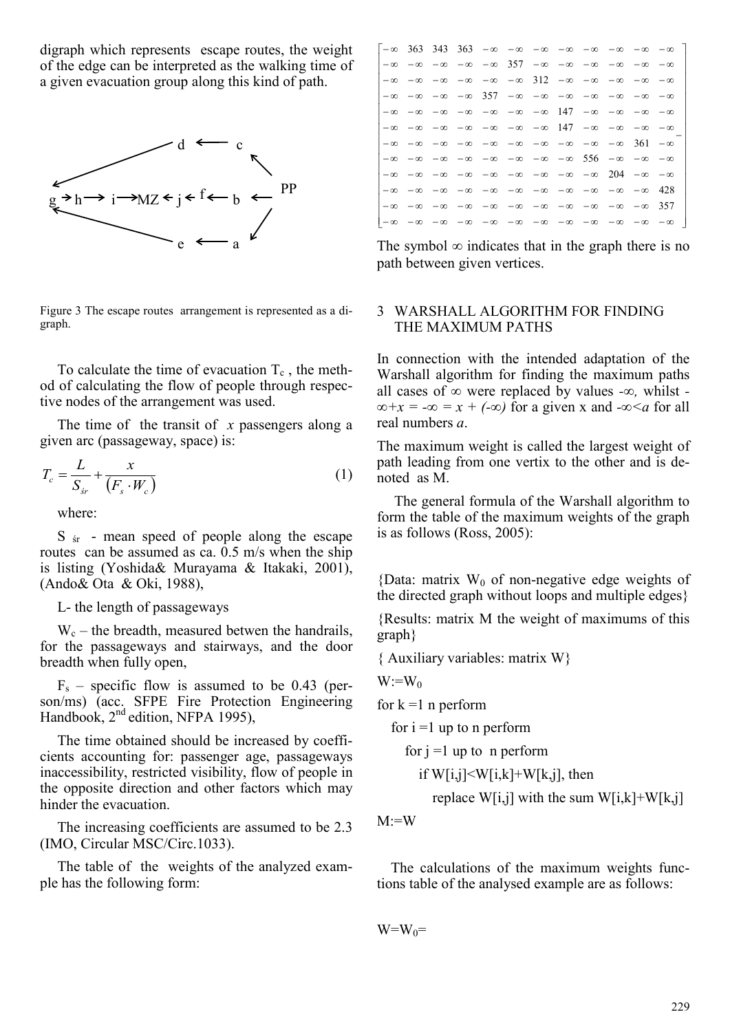digraph which represents escape routes, the weight of the edge can be interpreted as the walking time of a given evacuation group along this kind of path.

Figure 3 The escape routes arrangement is represented as a digraph.

To calculate the time of evacuation $T_c$ , the method of calculating the flow of people through respective nodes of the arrangement was used.

The time of the transit of *x* passengers along a given arc (passageway, space) is:

$$T_c = \frac{L}{S_{śr}} + \frac{x}{(F_s \cdot W_c)} \tag{1}$$

where:

$S_{śr}$ - mean speed of people along the escape routes can be assumed as ca. 0.5 m/s when the ship is listing (Yoshida& Murayama & Itakaki, 2001), (Ando& Ota & Oki, 1988),

L- the length of passageways

$W_c$ – the breadth, measured betwen the handrails, for the passageways and stairways, and the door breadth when fully open,

$F_s$ – specific flow is assumed to be 0.43 (person/ms) (acc. SFPE Fire Protection Engineering Handbook, 2[nd] edition, NFPA 1995),

The time obtained should be increased by coefficients accounting for: passenger age, passageways inaccessibility, restricted visibility, flow of people in the opposite direction and other factors which may hinder the evacuation.

The increasing coefficients are assumed to be 2.3 (IMO, Circular MSC/Circ.1033).

The table of the weights of the analyzed example has the following form:

$$\begin{bmatrix}
-\infty & 363 & 343 & 363 & -\infty & -\infty & -\infty & -\infty & -\infty & -\infty & -\infty & -\infty \\
-\infty & -\infty & -\infty & -\infty & -\infty & 357 & -\infty & -\infty & -\infty & -\infty & -\infty & -\infty \\
-\infty & -\infty & -\infty & -\infty & -\infty & -\infty & 312 & -\infty & -\infty & -\infty & -\infty & -\infty \\
-\infty & -\infty & -\infty & -\infty & 357 & -\infty & -\infty & -\infty & -\infty & -\infty & -\infty & -\infty \\
-\infty & -\infty & -\infty & -\infty & -\infty & -\infty & -\infty & 147 & -\infty & -\infty & -\infty & -\infty \\
-\infty & -\infty & -\infty & -\infty & -\infty & -\infty & -\infty & 147 & -\infty & -\infty & -\infty & -\infty \\
-\infty & -\infty & -\infty & -\infty & -\infty & -\infty & -\infty & -\infty & -\infty & -\infty & 361 & -\infty \\
-\infty & -\infty & -\infty & -\infty & -\infty & -\infty & -\infty & -\infty & 556 & -\infty & -\infty & -\infty \\
-\infty & -\infty & -\infty & -\infty & -\infty & -\infty & -\infty & -\infty & -\infty & 204 & -\infty & -\infty \\
-\infty & -\infty & -\infty & -\infty & -\infty & -\infty & -\infty & -\infty & -\infty & -\infty & -\infty & 428 \\
-\infty & -\infty & -\infty & -\infty & -\infty & -\infty & -\infty & -\infty & -\infty & -\infty & -\infty & 357 \\
-\infty & -\infty & -\infty & -\infty & -\infty & -\infty & -\infty & -\infty & -\infty & -\infty & -\infty & -\infty
\end{bmatrix}$$

The symbol $\infty$ indicates that in the graph there is no path between given vertices.

## 3 WARSHALL ALGORITHM FOR FINDING THE MAXIMUM PATHS

In connection with the intended adaptation of the Warshall algorithm for finding the maximum paths all cases of $\infty$ were replaced by values $-\infty$, whilst $-\infty+x = -\infty = x + (-\infty)$ for a given x and $-\infty<a$ for all real numbers *a*.

The maximum weight is called the largest weight of path leading from one vertix to the other and is denoted as M.

The general formula of the Warshall algorithm to form the table of the maximum weights of the graph is as follows (Ross, 2005):

{Data: matrix $W_0$ of non-negative edge weights of the directed graph without loops and multiple edges}

{Results: matrix M the weight of maximums of this graph}

{ Auxiliary variables: matrix W}

$W:=W_0$

for k =1 n perform

for i =1 up to n perform

for j =1 up to n perform

if W[i,j]<W[i,k]+W[k,j], then

replace W[i,j] with the sum W[i,k]+W[k,j]

M:=W

The calculations of the maximum weights functions table of the analysed example are as follows:

$W=W_0=$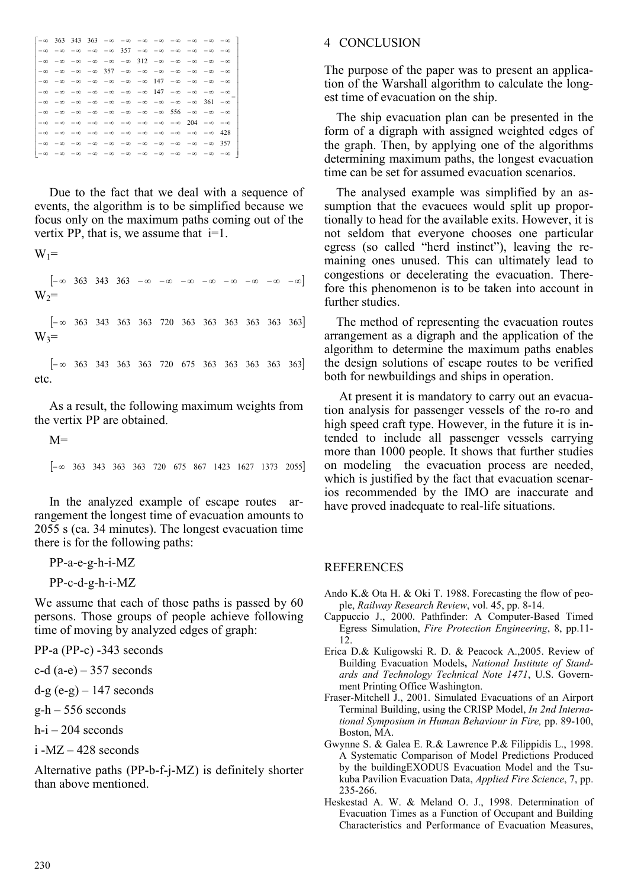$$
\begin{bmatrix}
-\infty & 363 & 343 & 363 & -\infty & -\infty & -\infty & -\infty & -\infty & -\infty & -\infty & -\infty \\
-\infty & -\infty & -\infty & -\infty & -\infty & 357 & -\infty & -\infty & -\infty & -\infty & -\infty & -\infty \\
-\infty & -\infty & -\infty & -\infty & -\infty & -\infty & 312 & -\infty & -\infty & -\infty & -\infty & -\infty \\
-\infty & -\infty & -\infty & -\infty & 357 & -\infty & -\infty & -\infty & -\infty & -\infty & -\infty & -\infty \\
-\infty & -\infty & -\infty & -\infty & -\infty & -\infty & -\infty & 147 & -\infty & -\infty & -\infty & -\infty \\
-\infty & -\infty & -\infty & -\infty & -\infty & -\infty & -\infty & 147 & -\infty & -\infty & -\infty & -\infty \\
-\infty & -\infty & -\infty & -\infty & -\infty & -\infty & -\infty & -\infty & -\infty & -\infty & 361 & -\infty \\
-\infty & -\infty & -\infty & -\infty & -\infty & -\infty & -\infty & -\infty & 556 & -\infty & -\infty & -\infty \\
-\infty & -\infty & -\infty & -\infty & -\infty & -\infty & -\infty & -\infty & -\infty & 204 & -\infty & -\infty \\
-\infty & -\infty & -\infty & -\infty & -\infty & -\infty & -\infty & -\infty & -\infty & -\infty & -\infty & 428 \\
-\infty & -\infty & -\infty & -\infty & -\infty & -\infty & -\infty & -\infty & -\infty & -\infty & -\infty & 357 \\
-\infty & -\infty & -\infty & -\infty & -\infty & -\infty & -\infty & -\infty & -\infty & -\infty & -\infty & -\infty
\end{bmatrix}
$$

Due to the fact that we deal with a sequence of events, the algorithm is to be simplified because we focus only on the maximum paths coming out of the vertix PP, that is, we assume that $i=1$.

$W_1=$

$$[-\infty \quad 363 \quad 343 \quad 363 \quad -\infty \quad -\infty \quad -\infty \quad -\infty \quad -\infty \quad -\infty \quad -\infty \quad -\infty]$$

$W_2=$

$$[-\infty \quad 363 \quad 343 \quad 363 \quad 363 \quad 720 \quad 363 \quad 363 \quad 363 \quad 363 \quad 363 \quad 363]$$

$W_3=$

$$[-\infty \quad 363 \quad 343 \quad 363 \quad 363 \quad 720 \quad 675 \quad 363 \quad 363 \quad 363 \quad 363 \quad 363]$$

etc.

As a result, the following maximum weights from the vertix PP are obtained.

$M=$

$$[-\infty \quad 363 \quad 343 \quad 363 \quad 363 \quad 720 \quad 675 \quad 867 \quad 1423 \quad 1627 \quad 1373 \quad 2055]$$

In the analyzed example of escape routes arrangement the longest time of evacuation amounts to 2055 s (ca. 34 minutes). The longest evacuation time there is for the following paths:

PP-a-e-g-h-i-MZ

PP-c-d-g-h-i-MZ

We assume that each of those paths is passed by 60 persons. Those groups of people achieve following time of moving by analyzed edges of graph:

PP-a (PP-c) -343 seconds

c-d (a-e) – 357 seconds

d-g (e-g) – 147 seconds

g-h – 556 seconds

h-i – 204 seconds

i -MZ – 428 seconds

Alternative paths (PP-b-f-j-MZ) is definitely shorter than above mentioned.

## 4 CONCLUSION

The purpose of the paper was to present an application of the Warshall algorithm to calculate the longest time of evacuation on the ship.

The ship evacuation plan can be presented in the form of a digraph with assigned weighted edges of the graph. Then, by applying one of the algorithms determining maximum paths, the longest evacuation time can be set for assumed evacuation scenarios.

The analysed example was simplified by an assumption that the evacuees would split up proportionally to head for the available exits. However, it is not seldom that everyone chooses one particular egress (so called "herd instinct"), leaving the remaining ones unused. This can ultimately lead to congestions or decelerating the evacuation. Therefore this phenomenon is to be taken into account in further studies.

The method of representing the evacuation routes arrangement as a digraph and the application of the algorithm to determine the maximum paths enables the design solutions of escape routes to be verified both for newbuildings and ships in operation.

At present it is mandatory to carry out an evacuation analysis for passenger vessels of the ro-ro and high speed craft type. However, in the future it is intended to include all passenger vessels carrying more than 1000 people. It shows that further studies on modeling the evacuation process are needed, which is justified by the fact that evacuation scenarios recommended by the IMO are inaccurate and have proved inadequate to real-life situations.

## REFERENCES

Ando K.& Ota H. & Oki T. 1988. Forecasting the flow of people, *Railway Research Review*, vol. 45, pp. 8-14.

Cappuccio J., 2000. Pathfinder: A Computer-Based Timed Egress Simulation, *Fire Protection Engineering*, 8, pp.11-12.

Erica D.& Kuligowski R. D. & Peacock A.,2005. Review of Building Evacuation Models**,** *National Institute of Standards and Technology Technical Note 1471*, U.S. Government Printing Office Washington.

Fraser-Mitchell J., 2001. Simulated Evacuations of an Airport Terminal Building, using the CRISP Model, *In 2nd International Symposium in Human Behaviour in Fire,* pp. 89-100, Boston, MA.

Gwynne S. & Galea E. R.& Lawrence P.& Filippidis L., 1998. A Systematic Comparison of Model Predictions Produced by the buildingEXODUS Evacuation Model and the Tsukuba Pavilion Evacuation Data, *Applied Fire Science*, 7, pp. 235-266.

Heskestad A. W. & Meland O. J., 1998. Determination of Evacuation Times as a Function of Occupant and Building Characteristics and Performance of Evacuation Measures,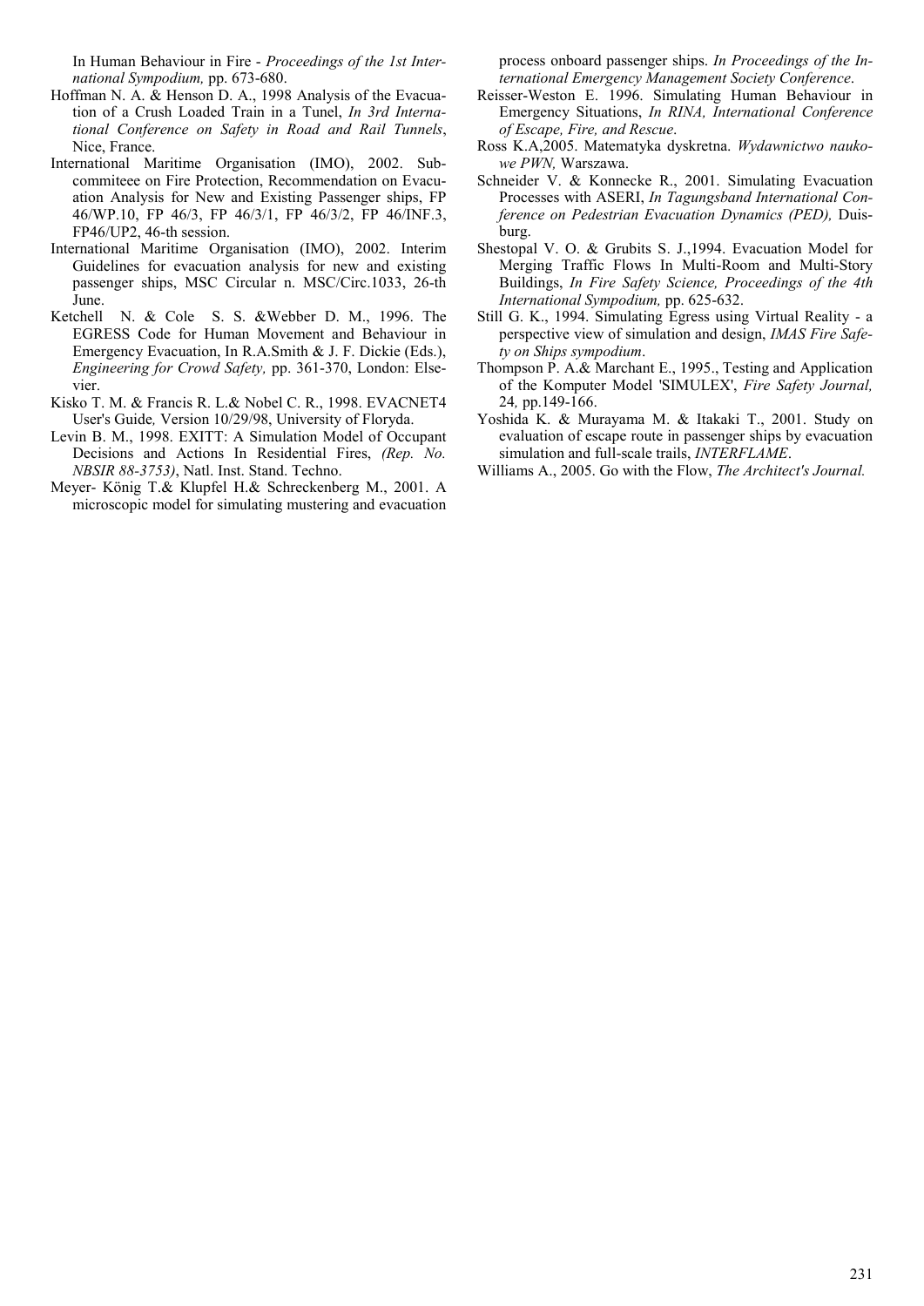In Human Behaviour in Fire - *Proceedings of the 1st International Sympodium,* pp. 673-680.

Hoffman N. A. & Henson D. A., 1998 Analysis of the Evacuation of a Crush Loaded Train in a Tunel, *In 3rd International Conference on Safety in Road and Rail Tunnels*, Nice, France.

International Maritime Organisation (IMO), 2002. Subcommiteee on Fire Protection, Recommendation on Evacuation Analysis for New and Existing Passenger ships, FP 46/WP.10, FP 46/3, FP 46/3/1, FP 46/3/2, FP 46/INF.3, FP46/UP2, 46-th session.

International Maritime Organisation (IMO), 2002. Interim Guidelines for evacuation analysis for new and existing passenger ships, MSC Circular n. MSC/Circ.1033, 26-th June.

Ketchell N. & Cole S. S. &Webber D. M., 1996. The EGRESS Code for Human Movement and Behaviour in Emergency Evacuation, In R.A.Smith & J. F. Dickie (Eds.), *Engineering for Crowd Safety,* pp. 361-370, London: Elsevier.

Kisko T. M. & Francis R. L.& Nobel C. R., 1998. EVACNET4 User's Guide*,* Version 10/29/98, University of Floryda.

Levin B. M., 1998. EXITT: A Simulation Model of Occupant Decisions and Actions In Residential Fires, *(Rep. No. NBSIR 88-3753)*, Natl. Inst. Stand. Techno.

Meyer- König T.& Klupfel H.& Schreckenberg M., 2001. A microscopic model for simulating mustering and evacuation process onboard passenger ships. *In Proceedings of the International Emergency Management Society Conference*.

Reisser-Weston E. 1996. Simulating Human Behaviour in Emergency Situations, *In RINA, International Conference of Escape, Fire, and Rescue*.

Ross K.A,2005. Matematyka dyskretna. *Wydawnictwo naukowe PWN,* Warszawa.

Schneider V. & Konnecke R., 2001. Simulating Evacuation Processes with ASERI, *In Tagungsband International Conference on Pedestrian Evacuation Dynamics (PED),* Duisburg.

Shestopal V. O. & Grubits S. J.,1994. Evacuation Model for Merging Traffic Flows In Multi-Room and Multi-Story Buildings, *In Fire Safety Science, Proceedings of the 4th International Sympodium,* pp. 625-632.

Still G. K., 1994. Simulating Egress using Virtual Reality - a perspective view of simulation and design, *IMAS Fire Safety on Ships sympodium*.

Thompson P. A.& Marchant E., 1995., Testing and Application of the Komputer Model 'SIMULEX', *Fire Safety Journal,* 24*,* pp.149-166.

Yoshida K. & Murayama M. & Itakaki T., 2001. Study on evaluation of escape route in passenger ships by evacuation simulation and full-scale trails, *INTERFLAME*.

Williams A., 2005. Go with the Flow, *The Architect's Journal.*